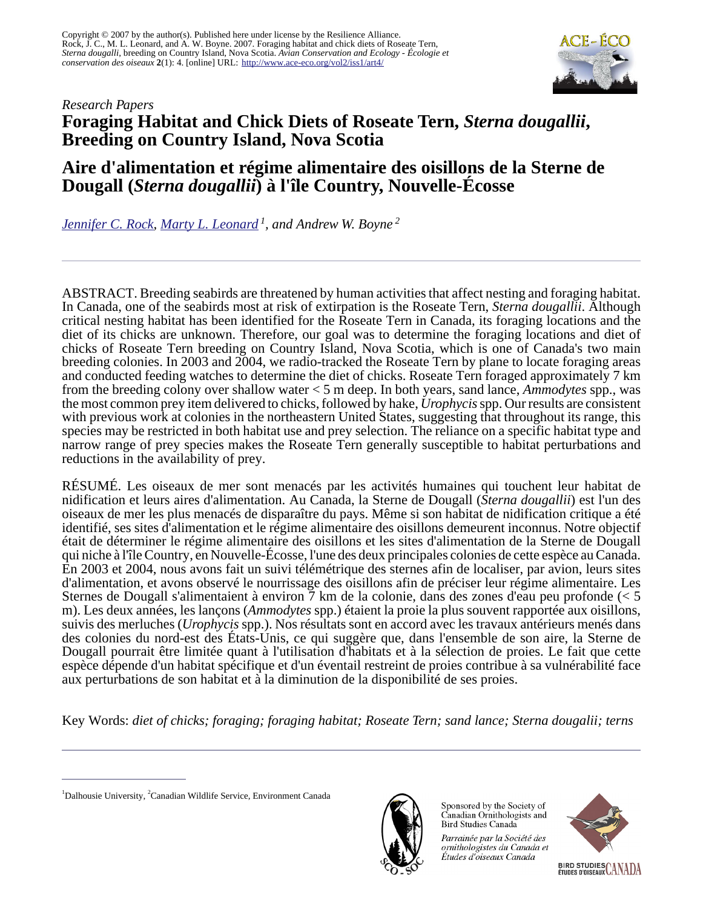Copyright © 2007 by the author(s). Published here under license by the Resilience Alliance.
Rock, J. C., M. L. Leonard, and A. W. Boyne. 2007. Foraging habitat and chick diets of Roseate Tern, *Sterna dougalli*, breeding on Country Island, Nova Scotia. *Avian Conservation and Ecology - Écologie et conservation des oiseaux* **2**(1): 4. [online] URL: http://www.ace-eco.org/vol2/iss1/art4/

*Research Papers*

# Foraging Habitat and Chick Diets of Roseate Tern, *Sterna dougallii*, Breeding on Country Island, Nova Scotia

# Aire d'alimentation et régime alimentaire des oisillons de la Sterne de Dougall (*Sterna dougallii*) à l'île Country, Nouvelle-Écosse

*Jennifer C. Rock, Marty L. Leonard [1], and Andrew W. Boyne [2]*

---

ABSTRACT. Breeding seabirds are threatened by human activities that affect nesting and foraging habitat. In Canada, one of the seabirds most at risk of extirpation is the Roseate Tern, *Sterna dougallii*. Although critical nesting habitat has been identified for the Roseate Tern in Canada, its foraging locations and the diet of its chicks are unknown. Therefore, our goal was to determine the foraging locations and diet of chicks of Roseate Tern breeding on Country Island, Nova Scotia, which is one of Canada's two main breeding colonies. In 2003 and 2004, we radio-tracked the Roseate Tern by plane to locate foraging areas and conducted feeding watches to determine the diet of chicks. Roseate Tern foraged approximately 7 km from the breeding colony over shallow water < 5 m deep. In both years, sand lance, *Ammodytes* spp., was the most common prey item delivered to chicks, followed by hake, *Urophycis* spp. Our results are consistent with previous work at colonies in the northeastern United States, suggesting that throughout its range, this species may be restricted in both habitat use and prey selection. The reliance on a specific habitat type and narrow range of prey species makes the Roseate Tern generally susceptible to habitat perturbations and reductions in the availability of prey.

RÉSUMÉ. Les oiseaux de mer sont menacés par les activités humaines qui touchent leur habitat de nidification et leurs aires d'alimentation. Au Canada, la Sterne de Dougall (*Sterna dougallii*) est l'un des oiseaux de mer les plus menacés de disparaître du pays. Même si son habitat de nidification critique a été identifié, ses sites d'alimentation et le régime alimentaire des oisillons demeurent inconnus. Notre objectif était de déterminer le régime alimentaire des oisillons et les sites d'alimentation de la Sterne de Dougall qui niche à l'île Country, en Nouvelle-Écosse, l'une des deux principales colonies de cette espèce au Canada. En 2003 et 2004, nous avons fait un suivi télémétrique des sternes afin de localiser, par avion, leurs sites d'alimentation, et avons observé le nourrissage des oisillons afin de préciser leur régime alimentaire. Les Sternes de Dougall s'alimentaient à environ 7 km de la colonie, dans des zones d'eau peu profonde (< 5 m). Les deux années, les lançons (*Ammodytes* spp.) étaient la proie la plus souvent rapportée aux oisillons, suivis des merluches (*Urophycis* spp.). Nos résultats sont en accord avec les travaux antérieurs menés dans des colonies du nord-est des États-Unis, ce qui suggère que, dans l'ensemble de son aire, la Sterne de Dougall pourrait être limitée quant à l'utilisation d'habitats et à la sélection de proies. Le fait que cette espèce dépende d'un habitat spécifique et d'un éventail restreint de proies contribue à sa vulnérabilité face aux perturbations de son habitat et à la diminution de la disponibilité de ses proies.

Key Words: *diet of chicks; foraging; foraging habitat; Roseate Tern; sand lance; Sterna dougalii; terns*

---

[1]Dalhousie University, [2]Canadian Wildlife Service, Environment Canada

Sponsored by the Society of Canadian Ornithologists and Bird Studies Canada

*Parrainée par la Société des ornithologistes du Canada et Études d'oiseaux Canada*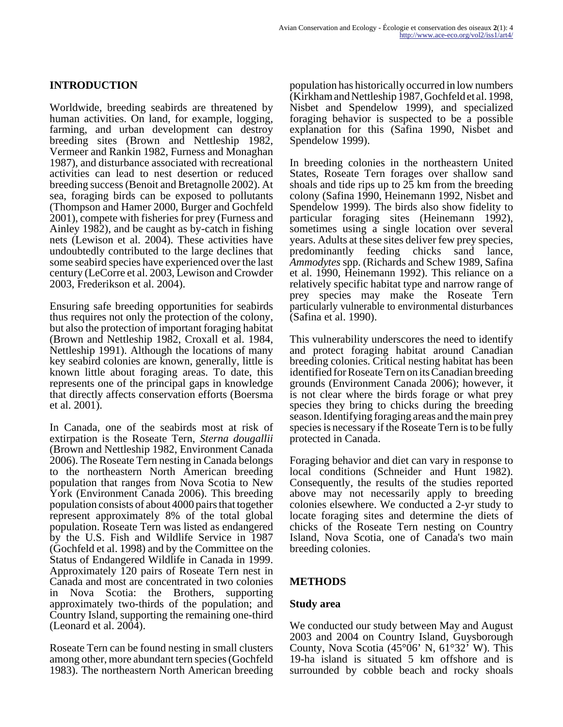## INTRODUCTION

Worldwide, breeding seabirds are threatened by human activities. On land, for example, logging, farming, and urban development can destroy breeding sites (Brown and Nettleship 1982, Vermeer and Rankin 1982, Furness and Monaghan 1987), and disturbance associated with recreational activities can lead to nest desertion or reduced breeding success (Benoit and Bretagnolle 2002). At sea, foraging birds can be exposed to pollutants (Thompson and Hamer 2000, Burger and Gochfeld 2001), compete with fisheries for prey (Furness and Ainley 1982), and be caught as by-catch in fishing nets (Lewison et al. 2004). These activities have undoubtedly contributed to the large declines that some seabird species have experienced over the last century (LeCorre et al. 2003, Lewison and Crowder 2003, Frederikson et al. 2004).

Ensuring safe breeding opportunities for seabirds thus requires not only the protection of the colony, but also the protection of important foraging habitat (Brown and Nettleship 1982, Croxall et al. 1984, Nettleship 1991). Although the locations of many key seabird colonies are known, generally, little is known little about foraging areas. To date, this represents one of the principal gaps in knowledge that directly affects conservation efforts (Boersma et al. 2001).

In Canada, one of the seabirds most at risk of extirpation is the Roseate Tern, *Sterna dougallii* (Brown and Nettleship 1982, Environment Canada 2006). The Roseate Tern nesting in Canada belongs to the northeastern North American breeding population that ranges from Nova Scotia to New York (Environment Canada 2006). This breeding population consists of about 4000 pairs that together represent approximately 8% of the total global population. Roseate Tern was listed as endangered by the U.S. Fish and Wildlife Service in 1987 (Gochfeld et al. 1998) and by the Committee on the Status of Endangered Wildlife in Canada in 1999. Approximately 120 pairs of Roseate Tern nest in Canada and most are concentrated in two colonies in Nova Scotia: the Brothers, supporting approximately two-thirds of the population; and Country Island, supporting the remaining one-third (Leonard et al. 2004).

Roseate Tern can be found nesting in small clusters among other, more abundant tern species (Gochfeld 1983). The northeastern North American breeding population has historically occurred in low numbers (Kirkham and Nettleship 1987, Gochfeld et al. 1998, Nisbet and Spendelow 1999), and specialized foraging behavior is suspected to be a possible explanation for this (Safina 1990, Nisbet and Spendelow 1999).

In breeding colonies in the northeastern United States, Roseate Tern forages over shallow sand shoals and tide rips up to 25 km from the breeding colony (Safina 1990, Heinemann 1992, Nisbet and Spendelow 1999). The birds also show fidelity to particular foraging sites (Heinemann 1992), sometimes using a single location over several years. Adults at these sites deliver few prey species, predominantly feeding chicks sand lance, *Ammodytes* spp. (Richards and Schew 1989, Safina et al. 1990, Heinemann 1992). This reliance on a relatively specific habitat type and narrow range of prey species may make the Roseate Tern particularly vulnerable to environmental disturbances (Safina et al. 1990).

This vulnerability underscores the need to identify and protect foraging habitat around Canadian breeding colonies. Critical nesting habitat has been identified for Roseate Tern on its Canadian breeding grounds (Environment Canada 2006); however, it is not clear where the birds forage or what prey species they bring to chicks during the breeding season. Identifying foraging areas and the main prey species is necessary if the Roseate Tern is to be fully protected in Canada.

Foraging behavior and diet can vary in response to local conditions (Schneider and Hunt 1982). Consequently, the results of the studies reported above may not necessarily apply to breeding colonies elsewhere. We conducted a 2-yr study to locate foraging sites and determine the diets of chicks of the Roseate Tern nesting on Country Island, Nova Scotia, one of Canada's two main breeding colonies.

## METHODS

### Study area

We conducted our study between May and August 2003 and 2004 on Country Island, Guysborough County, Nova Scotia (45°06’ N, 61°32’ W). This 19-ha island is situated 5 km offshore and is surrounded by cobble beach and rocky shoals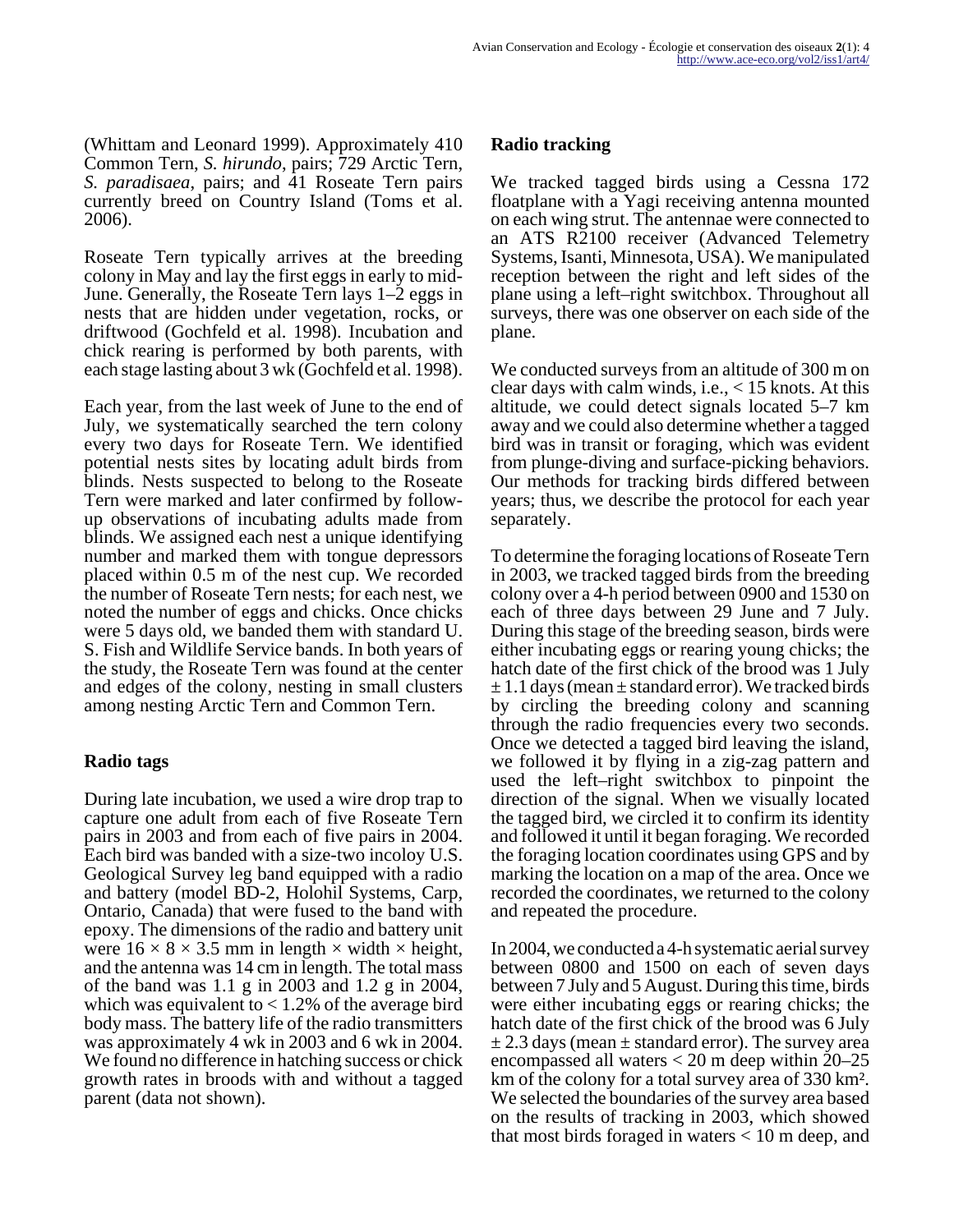(Whittam and Leonard 1999). Approximately 410 Common Tern, *S. hirundo*, pairs; 729 Arctic Tern, *S. paradisaea*, pairs; and 41 Roseate Tern pairs currently breed on Country Island (Toms et al. 2006).

Roseate Tern typically arrives at the breeding colony in May and lay the first eggs in early to mid-June. Generally, the Roseate Tern lays 1–2 eggs in nests that are hidden under vegetation, rocks, or driftwood (Gochfeld et al. 1998). Incubation and chick rearing is performed by both parents, with each stage lasting about 3 wk (Gochfeld et al. 1998).

Each year, from the last week of June to the end of July, we systematically searched the tern colony every two days for Roseate Tern. We identified potential nests sites by locating adult birds from blinds. Nests suspected to belong to the Roseate Tern were marked and later confirmed by follow-up observations of incubating adults made from blinds. We assigned each nest a unique identifying number and marked them with tongue depressors placed within 0.5 m of the nest cup. We recorded the number of Roseate Tern nests; for each nest, we noted the number of eggs and chicks. Once chicks were 5 days old, we banded them with standard U. S. Fish and Wildlife Service bands. In both years of the study, the Roseate Tern was found at the center and edges of the colony, nesting in small clusters among nesting Arctic Tern and Common Tern.

## Radio tags

During late incubation, we used a wire drop trap to capture one adult from each of five Roseate Tern pairs in 2003 and from each of five pairs in 2004. Each bird was banded with a size-two incoloy U.S. Geological Survey leg band equipped with a radio and battery (model BD-2, Holohil Systems, Carp, Ontario, Canada) that were fused to the band with epoxy. The dimensions of the radio and battery unit were 16 × 8 × 3.5 mm in length × width × height, and the antenna was 14 cm in length. The total mass of the band was 1.1 g in 2003 and 1.2 g in 2004, which was equivalent to < 1.2% of the average bird body mass. The battery life of the radio transmitters was approximately 4 wk in 2003 and 6 wk in 2004. We found no difference in hatching success or chick growth rates in broods with and without a tagged parent (data not shown).

## Radio tracking

We tracked tagged birds using a Cessna 172 floatplane with a Yagi receiving antenna mounted on each wing strut. The antennae were connected to an ATS R2100 receiver (Advanced Telemetry Systems, Isanti, Minnesota, USA). We manipulated reception between the right and left sides of the plane using a left–right switchbox. Throughout all surveys, there was one observer on each side of the plane.

We conducted surveys from an altitude of 300 m on clear days with calm winds, i.e., < 15 knots. At this altitude, we could detect signals located 5–7 km away and we could also determine whether a tagged bird was in transit or foraging, which was evident from plunge-diving and surface-picking behaviors. Our methods for tracking birds differed between years; thus, we describe the protocol for each year separately.

To determine the foraging locations of Roseate Tern in 2003, we tracked tagged birds from the breeding colony over a 4-h period between 0900 and 1530 on each of three days between 29 June and 7 July. During this stage of the breeding season, birds were either incubating eggs or rearing young chicks; the hatch date of the first chick of the brood was 1 July ± 1.1 days (mean ± standard error). We tracked birds by circling the breeding colony and scanning through the radio frequencies every two seconds. Once we detected a tagged bird leaving the island, we followed it by flying in a zig-zag pattern and used the left–right switchbox to pinpoint the direction of the signal. When we visually located the tagged bird, we circled it to confirm its identity and followed it until it began foraging. We recorded the foraging location coordinates using GPS and by marking the location on a map of the area. Once we recorded the coordinates, we returned to the colony and repeated the procedure.

In 2004, we conducted a 4-h systematic aerial survey between 0800 and 1500 on each of seven days between 7 July and 5 August. During this time, birds were either incubating eggs or rearing chicks; the hatch date of the first chick of the brood was 6 July ± 2.3 days (mean ± standard error). The survey area encompassed all waters < 20 m deep within 20–25 km of the colony for a total survey area of 330 km². We selected the boundaries of the survey area based on the results of tracking in 2003, which showed that most birds foraged in waters < 10 m deep, and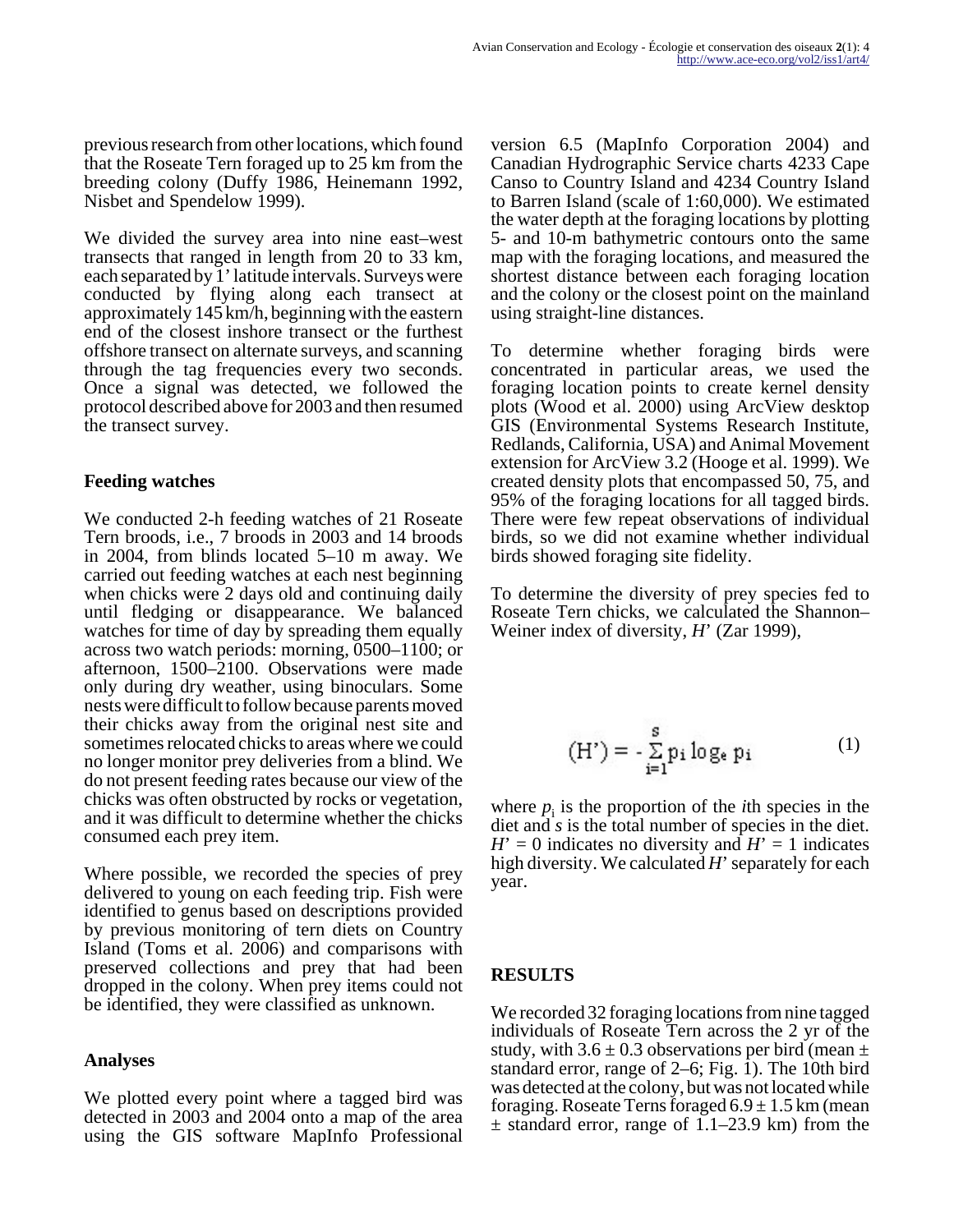previous research from other locations, which found that the Roseate Tern foraged up to 25 km from the breeding colony (Duffy 1986, Heinemann 1992, Nisbet and Spendelow 1999).

We divided the survey area into nine east–west transects that ranged in length from 20 to 33 km, each separated by 1’ latitude intervals. Surveys were conducted by flying along each transect at approximately 145 km/h, beginning with the eastern end of the closest inshore transect or the furthest offshore transect on alternate surveys, and scanning through the tag frequencies every two seconds. Once a signal was detected, we followed the protocol described above for 2003 and then resumed the transect survey.

### Feeding watches

We conducted 2-h feeding watches of 21 Roseate Tern broods, i.e., 7 broods in 2003 and 14 broods in 2004, from blinds located 5–10 m away. We carried out feeding watches at each nest beginning when chicks were 2 days old and continuing daily until fledging or disappearance. We balanced watches for time of day by spreading them equally across two watch periods: morning, 0500–1100; or afternoon, 1500–2100. Observations were made only during dry weather, using binoculars. Some nests were difficult to follow because parents moved their chicks away from the original nest site and sometimes relocated chicks to areas where we could no longer monitor prey deliveries from a blind. We do not present feeding rates because our view of the chicks was often obstructed by rocks or vegetation, and it was difficult to determine whether the chicks consumed each prey item.

Where possible, we recorded the species of prey delivered to young on each feeding trip. Fish were identified to genus based on descriptions provided by previous monitoring of tern diets on Country Island (Toms et al. 2006) and comparisons with preserved collections and prey that had been dropped in the colony. When prey items could not be identified, they were classified as unknown.

### Analyses

We plotted every point where a tagged bird was detected in 2003 and 2004 onto a map of the area using the GIS software MapInfo Professional version 6.5 (MapInfo Corporation 2004) and Canadian Hydrographic Service charts 4233 Cape Canso to Country Island and 4234 Country Island to Barren Island (scale of 1:60,000). We estimated the water depth at the foraging locations by plotting 5- and 10-m bathymetric contours onto the same map with the foraging locations, and measured the shortest distance between each foraging location and the colony or the closest point on the mainland using straight-line distances.

To determine whether foraging birds were concentrated in particular areas, we used the foraging location points to create kernel density plots (Wood et al. 2000) using ArcView desktop GIS (Environmental Systems Research Institute, Redlands, California, USA) and Animal Movement extension for ArcView 3.2 (Hooge et al. 1999). We created density plots that encompassed 50, 75, and 95% of the foraging locations for all tagged birds. There were few repeat observations of individual birds, so we did not examine whether individual birds showed foraging site fidelity.

To determine the diversity of prey species fed to Roseate Tern chicks, we calculated the Shannon–Weiner index of diversity, $H'$ (Zar 1999),

$$(H') = -\sum_{i=1}^{s} p_i \log_e p_i \quad (1)$$

where $p_i$ is the proportion of the $i$th species in the diet and $s$ is the total number of species in the diet. $H' = 0$ indicates no diversity and $H' = 1$ indicates high diversity. We calculated $H'$ separately for each year.

## RESULTS

We recorded 32 foraging locations from nine tagged individuals of Roseate Tern across the 2 yr of the study, with 3.6 ± 0.3 observations per bird (mean ± standard error, range of 2–6; Fig. 1). The 10th bird was detected at the colony, but was not located while foraging. Roseate Terns foraged 6.9 ± 1.5 km (mean ± standard error, range of 1.1–23.9 km) from the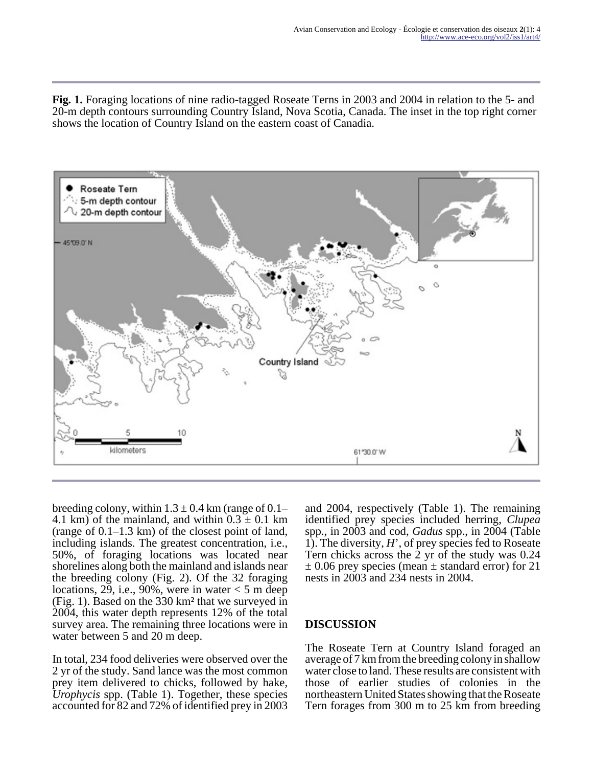**Fig. 1.** Foraging locations of nine radio-tagged Roseate Terns in 2003 and 2004 in relation to the 5- and 20-m depth contours surrounding Country Island, Nova Scotia, Canada. The inset in the top right corner shows the location of Country Island on the eastern coast of Canadia.

breeding colony, within 1.3 ± 0.4 km (range of 0.1–4.1 km) of the mainland, and within 0.3 ± 0.1 km (range of 0.1–1.3 km) of the closest point of land, including islands. The greatest concentration, i.e., 50%, of foraging locations was located near shorelines along both the mainland and islands near the breeding colony (Fig. 2). Of the 32 foraging locations, 29, i.e., 90%, were in water < 5 m deep (Fig. 1). Based on the 330 km² that we surveyed in 2004, this water depth represents 12% of the total survey area. The remaining three locations were in water between 5 and 20 m deep.

In total, 234 food deliveries were observed over the 2 yr of the study. Sand lance was the most common prey item delivered to chicks, followed by hake, *Urophycis* spp. (Table 1). Together, these species accounted for 82 and 72% of identified prey in 2003 and 2004, respectively (Table 1). The remaining identified prey species included herring, *Clupea* spp., in 2003 and cod, *Gadus* spp., in 2004 (Table 1). The diversity, *H*', of prey species fed to Roseate Tern chicks across the 2 yr of the study was 0.24 ± 0.06 prey species (mean ± standard error) for 21 nests in 2003 and 234 nests in 2004.

## DISCUSSION

The Roseate Tern at Country Island foraged an average of 7 km from the breeding colony in shallow water close to land. These results are consistent with those of earlier studies of colonies in the northeastern United States showing that the Roseate Tern forages from 300 m to 25 km from breeding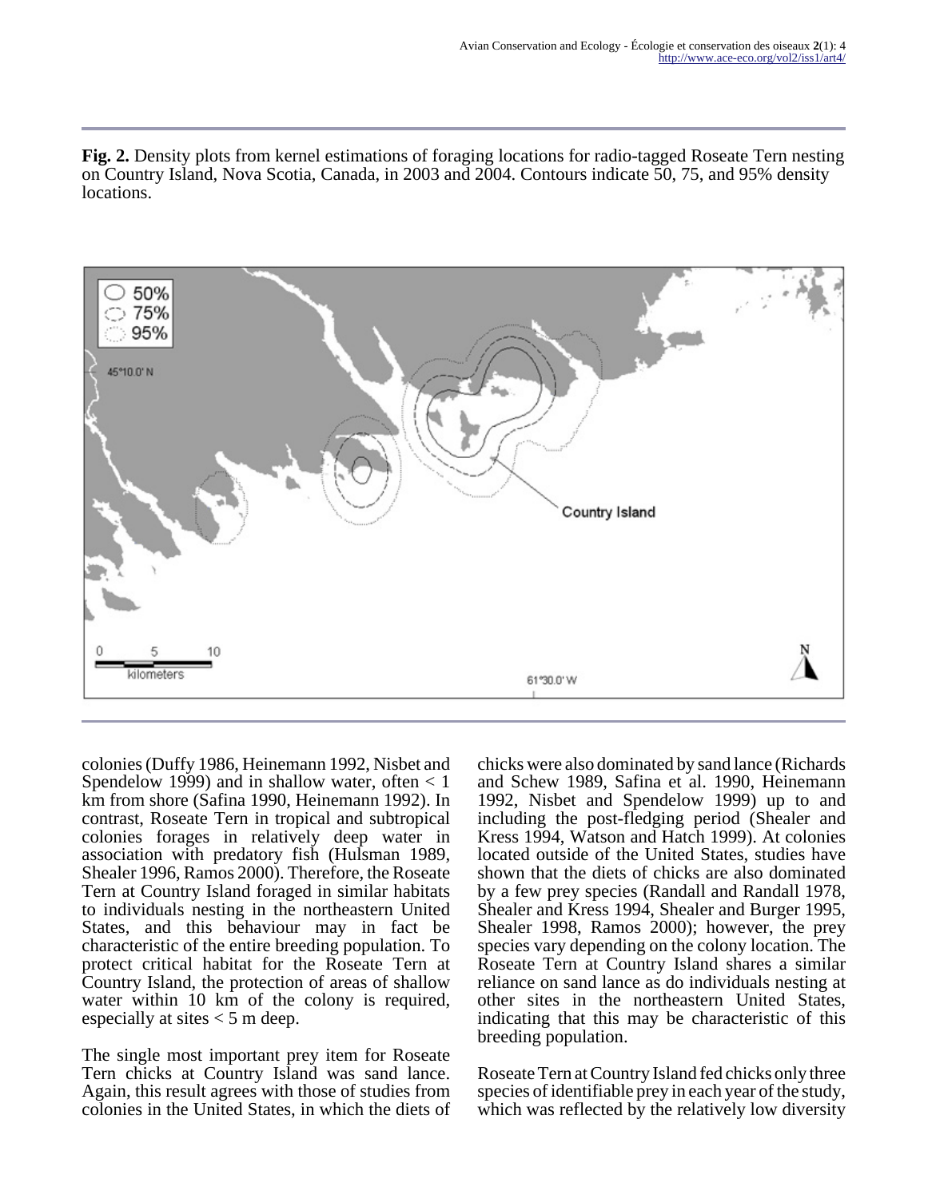**Fig. 2.** Density plots from kernel estimations of foraging locations for radio-tagged Roseate Tern nesting on Country Island, Nova Scotia, Canada, in 2003 and 2004. Contours indicate 50, 75, and 95% density locations.

colonies (Duffy 1986, Heinemann 1992, Nisbet and Spendelow 1999) and in shallow water, often < 1 km from shore (Safina 1990, Heinemann 1992). In contrast, Roseate Tern in tropical and subtropical colonies forages in relatively deep water in association with predatory fish (Hulsman 1989, Shealer 1996, Ramos 2000). Therefore, the Roseate Tern at Country Island foraged in similar habitats to individuals nesting in the northeastern United States, and this behaviour may in fact be characteristic of the entire breeding population. To protect critical habitat for the Roseate Tern at Country Island, the protection of areas of shallow water within 10 km of the colony is required, especially at sites < 5 m deep.

The single most important prey item for Roseate Tern chicks at Country Island was sand lance. Again, this result agrees with those of studies from colonies in the United States, in which the diets of chicks were also dominated by sand lance (Richards and Schew 1989, Safina et al. 1990, Heinemann 1992, Nisbet and Spendelow 1999) up to and including the post-fledging period (Shealer and Kress 1994, Watson and Hatch 1999). At colonies located outside of the United States, studies have shown that the diets of chicks are also dominated by a few prey species (Randall and Randall 1978, Shealer and Kress 1994, Shealer and Burger 1995, Shealer 1998, Ramos 2000); however, the prey species vary depending on the colony location. The Roseate Tern at Country Island shares a similar reliance on sand lance as do individuals nesting at other sites in the northeastern United States, indicating that this may be characteristic of this breeding population.

Roseate Tern at Country Island fed chicks only three species of identifiable prey in each year of the study, which was reflected by the relatively low diversity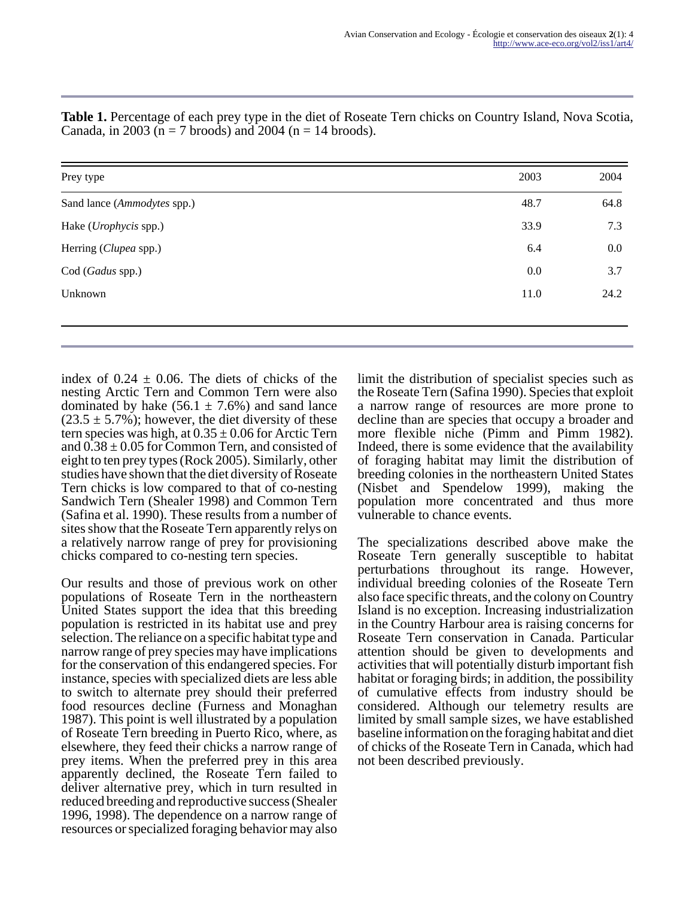**Table 1.** Percentage of each prey type in the diet of Roseate Tern chicks on Country Island, Nova Scotia, Canada, in 2003 (n = 7 broods) and 2004 (n = 14 broods).

| Prey type | 2003 | 2004 |
|---|---|---|
| Sand lance (*Ammodytes* spp.) | 48.7 | 64.8 |
| Hake (*Urophycis* spp.) | 33.9 | 7.3 |
| Herring (*Clupea* spp.) | 6.4 | 0.0 |
| Cod (*Gadus* spp.) | 0.0 | 3.7 |
| Unknown | 11.0 | 24.2 |

index of $0.24 \pm 0.06$. The diets of chicks of the nesting Arctic Tern and Common Tern were also dominated by hake ($56.1 \pm 7.6\%$) and sand lance ($23.5 \pm 5.7\%$); however, the diet diversity of these tern species was high, at $0.35 \pm 0.06$ for Arctic Tern and $0.38 \pm 0.05$ for Common Tern, and consisted of eight to ten prey types (Rock 2005). Similarly, other studies have shown that the diet diversity of Roseate Tern chicks is low compared to that of co-nesting Sandwich Tern (Shealer 1998) and Common Tern (Safina et al. 1990). These results from a number of sites show that the Roseate Tern apparently relys on a relatively narrow range of prey for provisioning chicks compared to co-nesting tern species.

Our results and those of previous work on other populations of Roseate Tern in the northeastern United States support the idea that this breeding population is restricted in its habitat use and prey selection. The reliance on a specific habitat type and narrow range of prey species may have implications for the conservation of this endangered species. For instance, species with specialized diets are less able to switch to alternate prey should their preferred food resources decline (Furness and Monaghan 1987). This point is well illustrated by a population of Roseate Tern breeding in Puerto Rico, where, as elsewhere, they feed their chicks a narrow range of prey items. When the preferred prey in this area apparently declined, the Roseate Tern failed to deliver alternative prey, which in turn resulted in reduced breeding and reproductive success (Shealer 1996, 1998). The dependence on a narrow range of resources or specialized foraging behavior may also limit the distribution of specialist species such as the Roseate Tern (Safina 1990). Species that exploit a narrow range of resources are more prone to decline than are species that occupy a broader and more flexible niche (Pimm and Pimm 1982). Indeed, there is some evidence that the availability of foraging habitat may limit the distribution of breeding colonies in the northeastern United States (Nisbet and Spendelow 1999), making the population more concentrated and thus more vulnerable to chance events.

The specializations described above make the Roseate Tern generally susceptible to habitat perturbations throughout its range. However, individual breeding colonies of the Roseate Tern also face specific threats, and the colony on Country Island is no exception. Increasing industrialization in the Country Harbour area is raising concerns for Roseate Tern conservation in Canada. Particular attention should be given to developments and activities that will potentially disturb important fish habitat or foraging birds; in addition, the possibility of cumulative effects from industry should be considered. Although our telemetry results are limited by small sample sizes, we have established baseline information on the foraging habitat and diet of chicks of the Roseate Tern in Canada, which had not been described previously.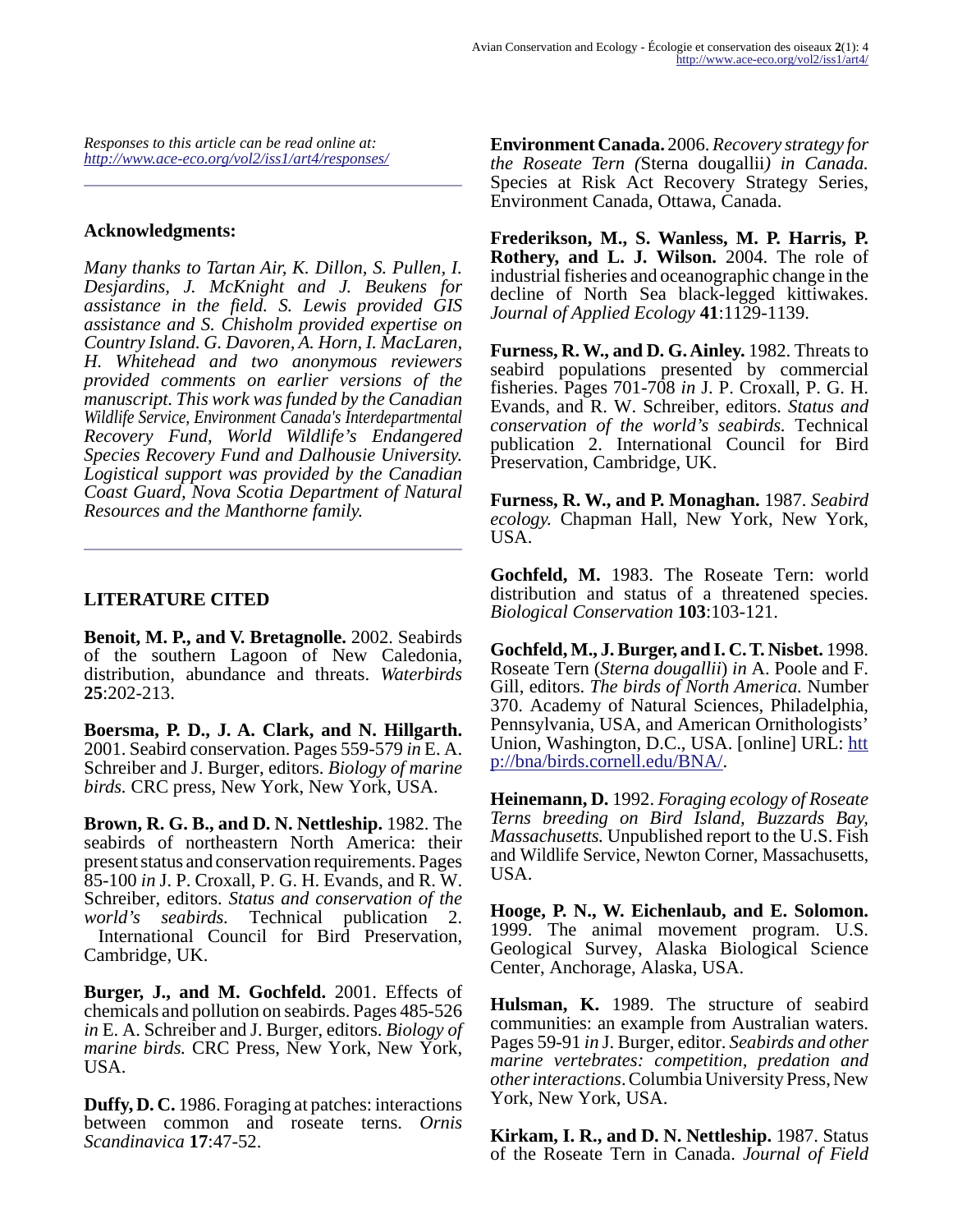*Responses to this article can be read online at:*
*http://www.ace-eco.org/vol2/iss1/art4/responses/*

**Acknowledgments:**

*Many thanks to Tartan Air, K. Dillon, S. Pullen, I. Desjardins, J. McKnight and J. Beukens for assistance in the field. S. Lewis provided GIS assistance and S. Chisholm provided expertise on Country Island. G. Davoren, A. Horn, I. MacLaren, H. Whitehead and two anonymous reviewers provided comments on earlier versions of the manuscript. This work was funded by the Canadian Wildlife Service, Environment Canada's Interdepartmental Recovery Fund, World Wildlife's Endangered Species Recovery Fund and Dalhousie University. Logistical support was provided by the Canadian Coast Guard, Nova Scotia Department of Natural Resources and the Manthorne family.*

## LITERATURE CITED

**Benoit, M. P., and V. Bretagnolle.** 2002. Seabirds of the southern Lagoon of New Caledonia, distribution, abundance and threats. *Waterbirds* **25**:202-213.

**Boersma, P. D., J. A. Clark, and N. Hillgarth.** 2001. Seabird conservation. Pages 559-579 *in* E. A. Schreiber and J. Burger, editors. *Biology of marine birds.* CRC press, New York, New York, USA.

**Brown, R. G. B., and D. N. Nettleship.** 1982. The seabirds of northeastern North America: their present status and conservation requirements. Pages 85-100 *in* J. P. Croxall, P. G. H. Evands, and R. W. Schreiber, editors. *Status and conservation of the world's seabirds.* Technical publication 2. International Council for Bird Preservation, Cambridge, UK.

**Burger, J., and M. Gochfeld.** 2001. Effects of chemicals and pollution on seabirds. Pages 485-526 *in* E. A. Schreiber and J. Burger, editors. *Biology of marine birds.* CRC Press, New York, New York, USA.

**Duffy, D. C.** 1986. Foraging at patches: interactions between common and roseate terns. *Ornis Scandinavica* **17**:47-52.

**Environment Canada.** 2006. *Recovery strategy for the Roseate Tern (*Sterna dougallii*) in Canada.* Species at Risk Act Recovery Strategy Series, Environment Canada, Ottawa, Canada.

**Frederikson, M., S. Wanless, M. P. Harris, P. Rothery, and L. J. Wilson.** 2004. The role of industrial fisheries and oceanographic change in the decline of North Sea black-legged kittiwakes. *Journal of Applied Ecology* **41**:1129-1139.

**Furness, R. W., and D. G. Ainley.** 1982. Threats to seabird populations presented by commercial fisheries. Pages 701-708 *in* J. P. Croxall, P. G. H. Evands, and R. W. Schreiber, editors. *Status and conservation of the world's seabirds.* Technical publication 2. International Council for Bird Preservation, Cambridge, UK.

**Furness, R. W., and P. Monaghan.** 1987. *Seabird ecology.* Chapman Hall, New York, New York, USA.

**Gochfeld, M.** 1983. The Roseate Tern: world distribution and status of a threatened species. *Biological Conservation* **103**:103-121.

**Gochfeld, M., J. Burger, and I. C. T. Nisbet.** 1998. Roseate Tern (*Sterna dougallii*) *in* A. Poole and F. Gill, editors. *The birds of North America.* Number 370. Academy of Natural Sciences, Philadelphia, Pennsylvania, USA, and American Ornithologists' Union, Washington, D.C., USA. [online] URL: http://bna/birds.cornell.edu/BNA/.

**Heinemann, D.** 1992. *Foraging ecology of Roseate Terns breeding on Bird Island, Buzzards Bay, Massachusetts.* Unpublished report to the U.S. Fish and Wildlife Service, Newton Corner, Massachusetts, USA.

**Hooge, P. N., W. Eichenlaub, and E. Solomon.** 1999. The animal movement program. U.S. Geological Survey, Alaska Biological Science Center, Anchorage, Alaska, USA.

**Hulsman, K.** 1989. The structure of seabird communities: an example from Australian waters. Pages 59-91 *in* J. Burger, editor. *Seabirds and other marine vertebrates: competition, predation and other interactions*. Columbia University Press, New York, New York, USA.

**Kirkam, I. R., and D. N. Nettleship.** 1987. Status of the Roseate Tern in Canada. *Journal of Field*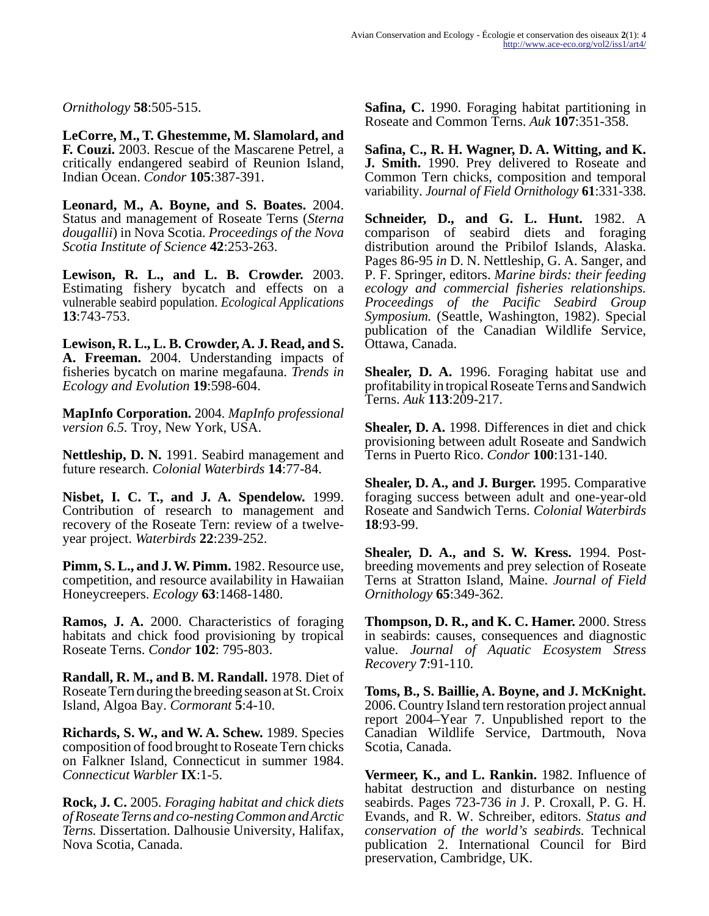*Ornithology* **58**:505-515.

**LeCorre, M., T. Ghestemme, M. Slamolard, and F. Couzi.** 2003. Rescue of the Mascarene Petrel, a critically endangered seabird of Reunion Island, Indian Ocean. *Condor* **105**:387-391.

**Leonard, M., A. Boyne, and S. Boates.** 2004. Status and management of Roseate Terns (*Sterna dougallii*) in Nova Scotia. *Proceedings of the Nova Scotia Institute of Science* **42**:253-263.

**Lewison, R. L., and L. B. Crowder.** 2003. Estimating fishery bycatch and effects on a vulnerable seabird population. *Ecological Applications* **13**:743-753.

**Lewison, R. L., L. B. Crowder, A. J. Read, and S. A. Freeman.** 2004. Understanding impacts of fisheries bycatch on marine megafauna. *Trends in Ecology and Evolution* **19**:598-604.

**MapInfo Corporation.** 2004. *MapInfo professional version 6.5.* Troy, New York, USA.

**Nettleship, D. N.** 1991. Seabird management and future research. *Colonial Waterbirds* **14**:77-84.

**Nisbet, I. C. T., and J. A. Spendelow.** 1999. Contribution of research to management and recovery of the Roseate Tern: review of a twelve-year project. *Waterbirds* **22**:239-252.

**Pimm, S. L., and J. W. Pimm.** 1982. Resource use, competition, and resource availability in Hawaiian Honeycreepers. *Ecology* **63**:1468-1480.

**Ramos, J. A.** 2000. Characteristics of foraging habitats and chick food provisioning by tropical Roseate Terns. *Condor* **102**: 795-803.

**Randall, R. M., and B. M. Randall.** 1978. Diet of Roseate Tern during the breeding season at St. Croix Island, Algoa Bay. *Cormorant* **5**:4-10.

**Richards, S. W., and W. A. Schew.** 1989. Species composition of food brought to Roseate Tern chicks on Falkner Island, Connecticut in summer 1984. *Connecticut Warbler* **IX**:1-5.

**Rock, J. C.** 2005. *Foraging habitat and chick diets of Roseate Terns and co-nesting Common and Arctic Terns.* Dissertation. Dalhousie University, Halifax, Nova Scotia, Canada.

**Safina, C.** 1990. Foraging habitat partitioning in Roseate and Common Terns. *Auk* **107**:351-358.

**Safina, C., R. H. Wagner, D. A. Witting, and K. J. Smith.** 1990. Prey delivered to Roseate and Common Tern chicks, composition and temporal variability. *Journal of Field Ornithology* **61**:331-338.

**Schneider, D., and G. L. Hunt.** 1982. A comparison of seabird diets and foraging distribution around the Pribilof Islands, Alaska. Pages 86-95 *in* D. N. Nettleship, G. A. Sanger, and P. F. Springer, editors. *Marine birds: their feeding ecology and commercial fisheries relationships. Proceedings of the Pacific Seabird Group Symposium.* (Seattle, Washington, 1982). Special publication of the Canadian Wildlife Service, Ottawa, Canada.

**Shealer, D. A.** 1996. Foraging habitat use and profitability in tropical Roseate Terns and Sandwich Terns. *Auk* **113**:209-217.

**Shealer, D. A.** 1998. Differences in diet and chick provisioning between adult Roseate and Sandwich Terns in Puerto Rico. *Condor* **100**:131-140.

**Shealer, D. A., and J. Burger.** 1995. Comparative foraging success between adult and one-year-old Roseate and Sandwich Terns. *Colonial Waterbirds* **18**:93-99.

**Shealer, D. A., and S. W. Kress.** 1994. Post-breeding movements and prey selection of Roseate Terns at Stratton Island, Maine. *Journal of Field Ornithology* **65**:349-362.

**Thompson, D. R., and K. C. Hamer.** 2000. Stress in seabirds: causes, consequences and diagnostic value. *Journal of Aquatic Ecosystem Stress Recovery* **7**:91-110.

**Toms, B., S. Baillie, A. Boyne, and J. McKnight.** 2006. Country Island tern restoration project annual report 2004–Year 7. Unpublished report to the Canadian Wildlife Service, Dartmouth, Nova Scotia, Canada.

**Vermeer, K., and L. Rankin.** 1982. Influence of habitat destruction and disturbance on nesting seabirds. Pages 723-736 *in* J. P. Croxall, P. G. H. Evands, and R. W. Schreiber, editors. *Status and conservation of the world's seabirds.* Technical publication 2. International Council for Bird preservation, Cambridge, UK.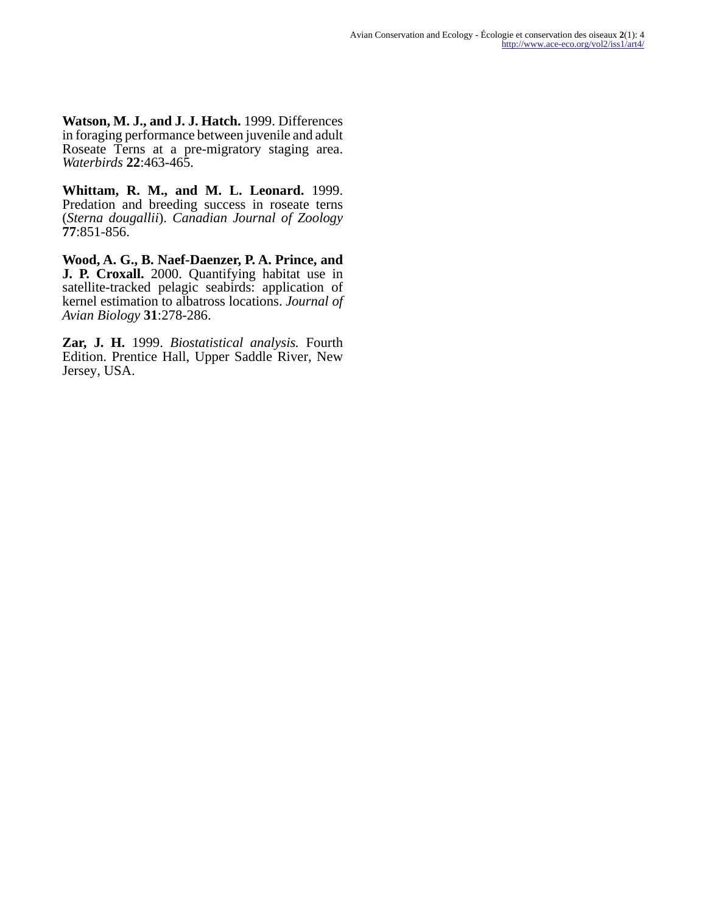**Watson, M. J., and J. J. Hatch.** 1999. Differences in foraging performance between juvenile and adult Roseate Terns at a pre-migratory staging area. *Waterbirds* **22**:463-465.

**Whittam, R. M., and M. L. Leonard.** 1999. Predation and breeding success in roseate terns (*Sterna dougallii*). *Canadian Journal of Zoology* **77**:851-856.

**Wood, A. G., B. Naef-Daenzer, P. A. Prince, and J. P. Croxall.** 2000. Quantifying habitat use in satellite-tracked pelagic seabirds: application of kernel estimation to albatross locations. *Journal of Avian Biology* **31**:278-286.

**Zar, J. H.** 1999. *Biostatistical analysis.* Fourth Edition. Prentice Hall, Upper Saddle River, New Jersey, USA.